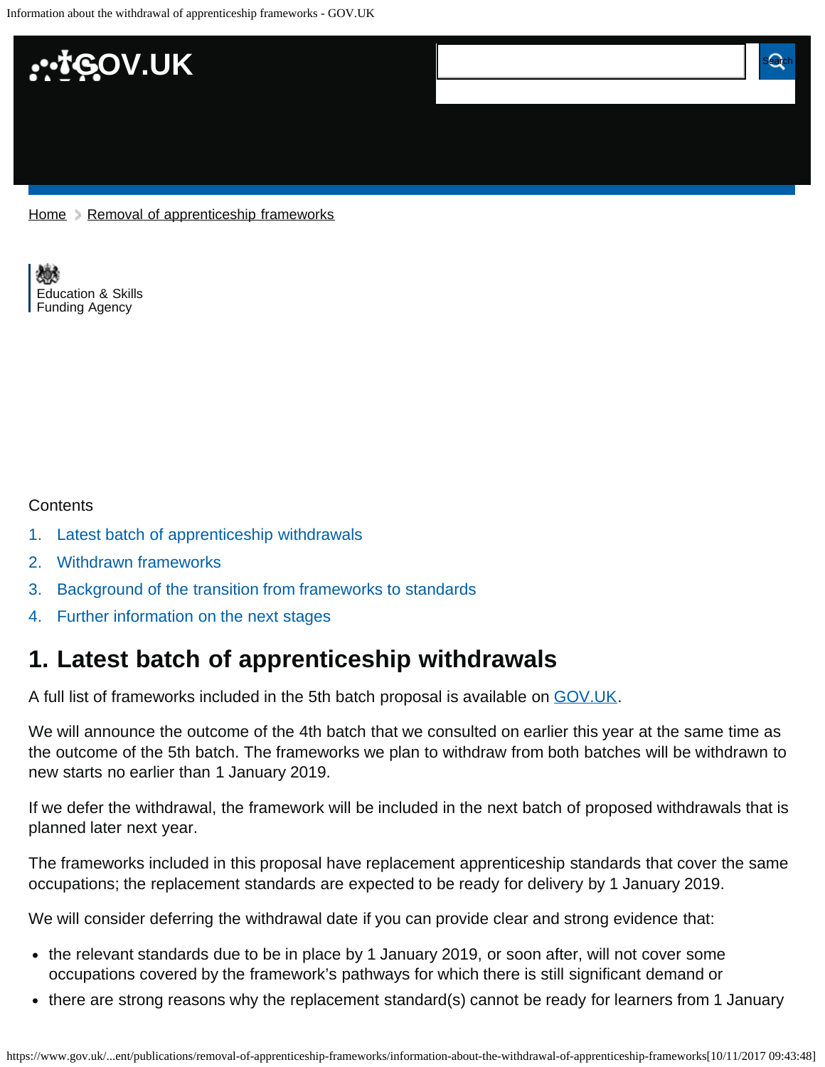Home › Removal of apprenticeship frameworks

Education & Skills
Funding Agency

Contents

1. Latest batch of apprenticeship withdrawals
2. Withdrawn frameworks
3. Background of the transition from frameworks to standards
4. Further information on the next stages

## 1. Latest batch of apprenticeship withdrawals

A full list of frameworks included in the 5th batch proposal is available on GOV.UK.

We will announce the outcome of the 4th batch that we consulted on earlier this year at the same time as the outcome of the 5th batch. The frameworks we plan to withdraw from both batches will be withdrawn to new starts no earlier than 1 January 2019.

If we defer the withdrawal, the framework will be included in the next batch of proposed withdrawals that is planned later next year.

The frameworks included in this proposal have replacement apprenticeship standards that cover the same occupations; the replacement standards are expected to be ready for delivery by 1 January 2019.

We will consider deferring the withdrawal date if you can provide clear and strong evidence that:

- the relevant standards due to be in place by 1 January 2019, or soon after, will not cover some occupations covered by the framework's pathways for which there is still significant demand or
- there are strong reasons why the replacement standard(s) cannot be ready for learners from 1 January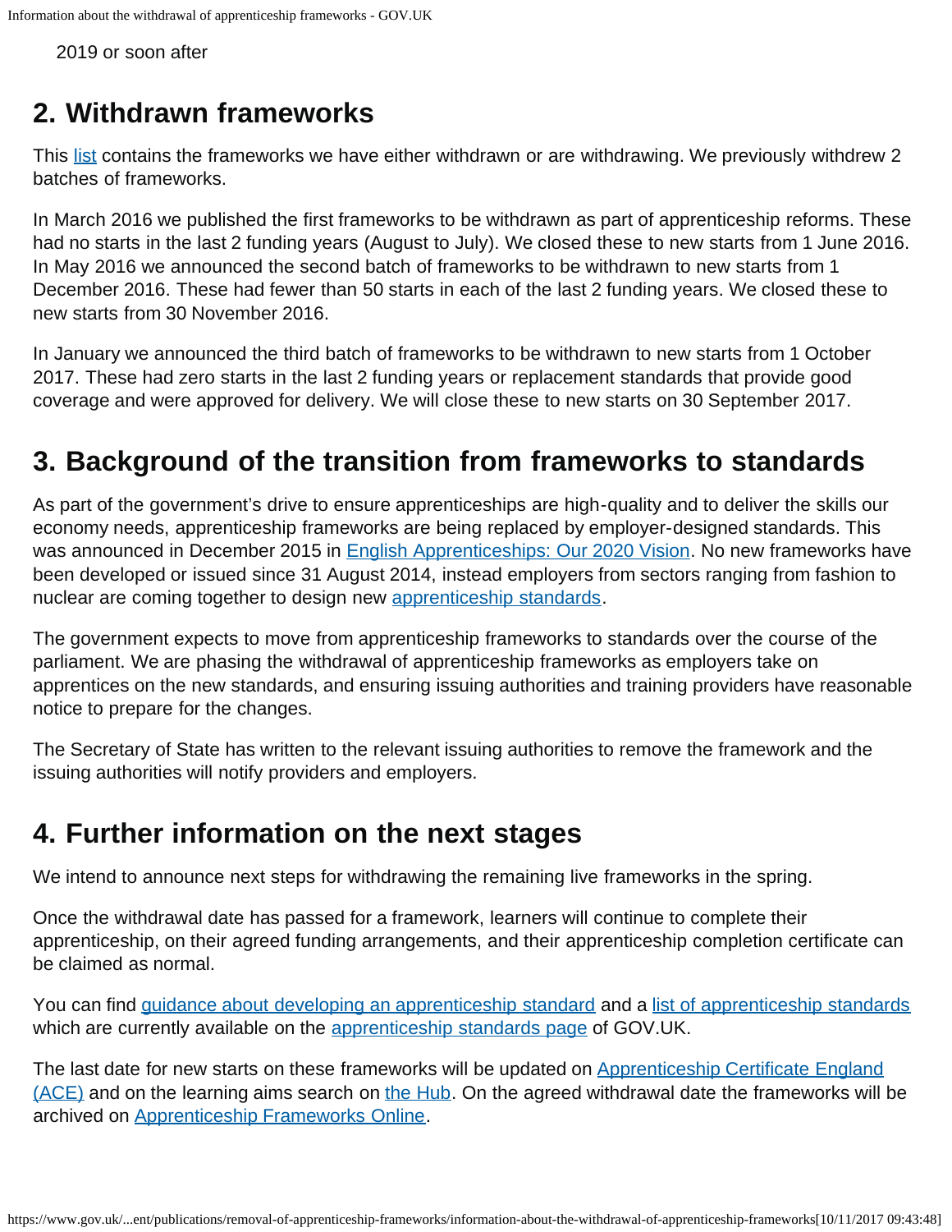2019 or soon after

## 2. Withdrawn frameworks

This list contains the frameworks we have either withdrawn or are withdrawing. We previously withdrew 2 batches of frameworks.

In March 2016 we published the first frameworks to be withdrawn as part of apprenticeship reforms. These had no starts in the last 2 funding years (August to July). We closed these to new starts from 1 June 2016. In May 2016 we announced the second batch of frameworks to be withdrawn to new starts from 1 December 2016. These had fewer than 50 starts in each of the last 2 funding years. We closed these to new starts from 30 November 2016.

In January we announced the third batch of frameworks to be withdrawn to new starts from 1 October 2017. These had zero starts in the last 2 funding years or replacement standards that provide good coverage and were approved for delivery. We will close these to new starts on 30 September 2017.

## 3. Background of the transition from frameworks to standards

As part of the government's drive to ensure apprenticeships are high-quality and to deliver the skills our economy needs, apprenticeship frameworks are being replaced by employer-designed standards. This was announced in December 2015 in English Apprenticeships: Our 2020 Vision. No new frameworks have been developed or issued since 31 August 2014, instead employers from sectors ranging from fashion to nuclear are coming together to design new apprenticeship standards.

The government expects to move from apprenticeship frameworks to standards over the course of the parliament. We are phasing the withdrawal of apprenticeship frameworks as employers take on apprentices on the new standards, and ensuring issuing authorities and training providers have reasonable notice to prepare for the changes.

The Secretary of State has written to the relevant issuing authorities to remove the framework and the issuing authorities will notify providers and employers.

## 4. Further information on the next stages

We intend to announce next steps for withdrawing the remaining live frameworks in the spring.

Once the withdrawal date has passed for a framework, learners will continue to complete their apprenticeship, on their agreed funding arrangements, and their apprenticeship completion certificate can be claimed as normal.

You can find guidance about developing an apprenticeship standard and a list of apprenticeship standards which are currently available on the apprenticeship standards page of GOV.UK.

The last date for new starts on these frameworks will be updated on Apprenticeship Certificate England (ACE) and on the learning aims search on the Hub. On the agreed withdrawal date the frameworks will be archived on Apprenticeship Frameworks Online.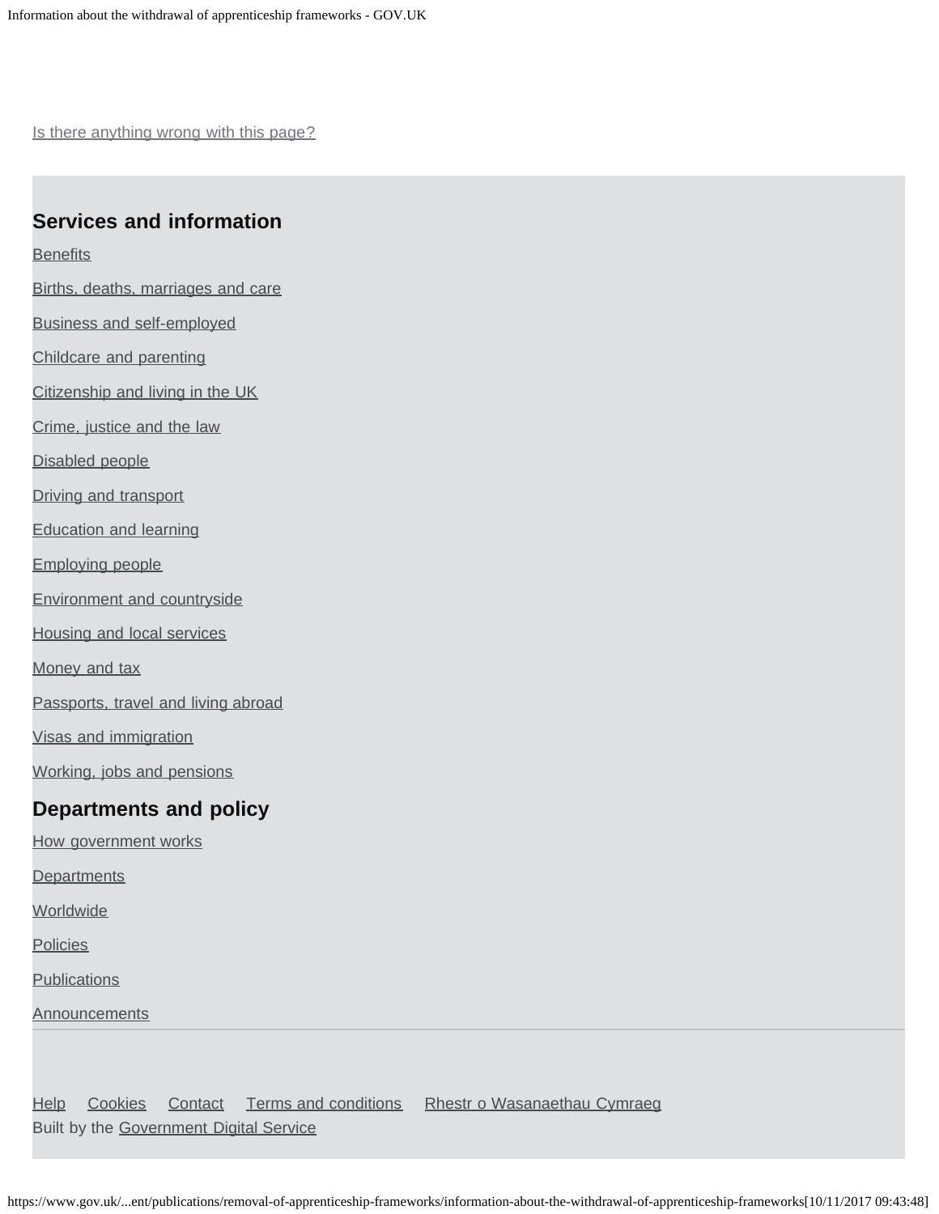Is there anything wrong with this page?

## Services and information

Benefits

Births, deaths, marriages and care

Business and self-employed

Childcare and parenting

Citizenship and living in the UK

Crime, justice and the law

Disabled people

Driving and transport

Education and learning

Employing people

Environment and countryside

Housing and local services

Money and tax

Passports, travel and living abroad

Visas and immigration

Working, jobs and pensions

## Departments and policy

How government works

Departments

Worldwide

Policies

Publications

Announcements

Help Cookies Contact Terms and conditions Rhestr o Wasanaethau Cymraeg

Built by the Government Digital Service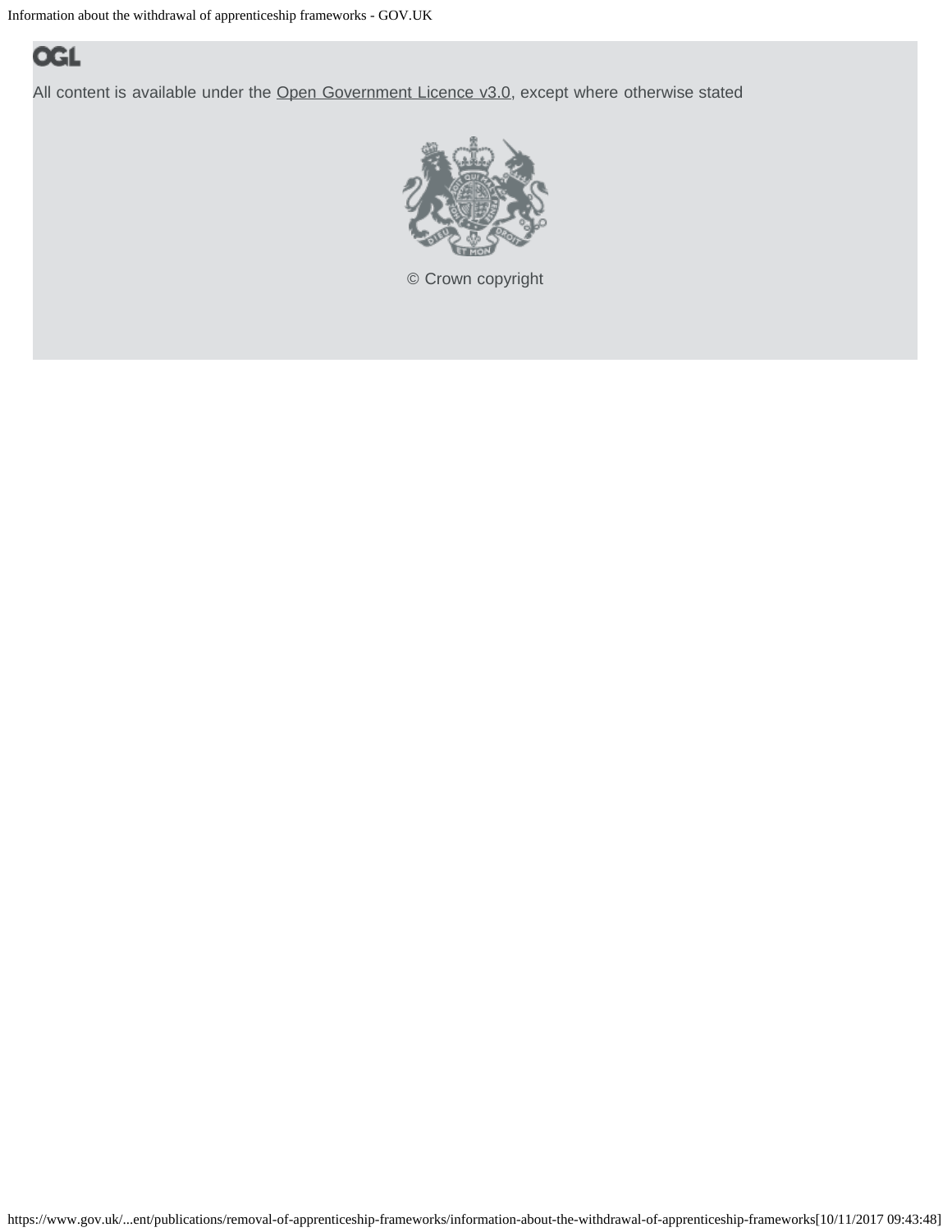OGL

All content is available under the Open Government Licence v3.0, except where otherwise stated

© Crown copyright